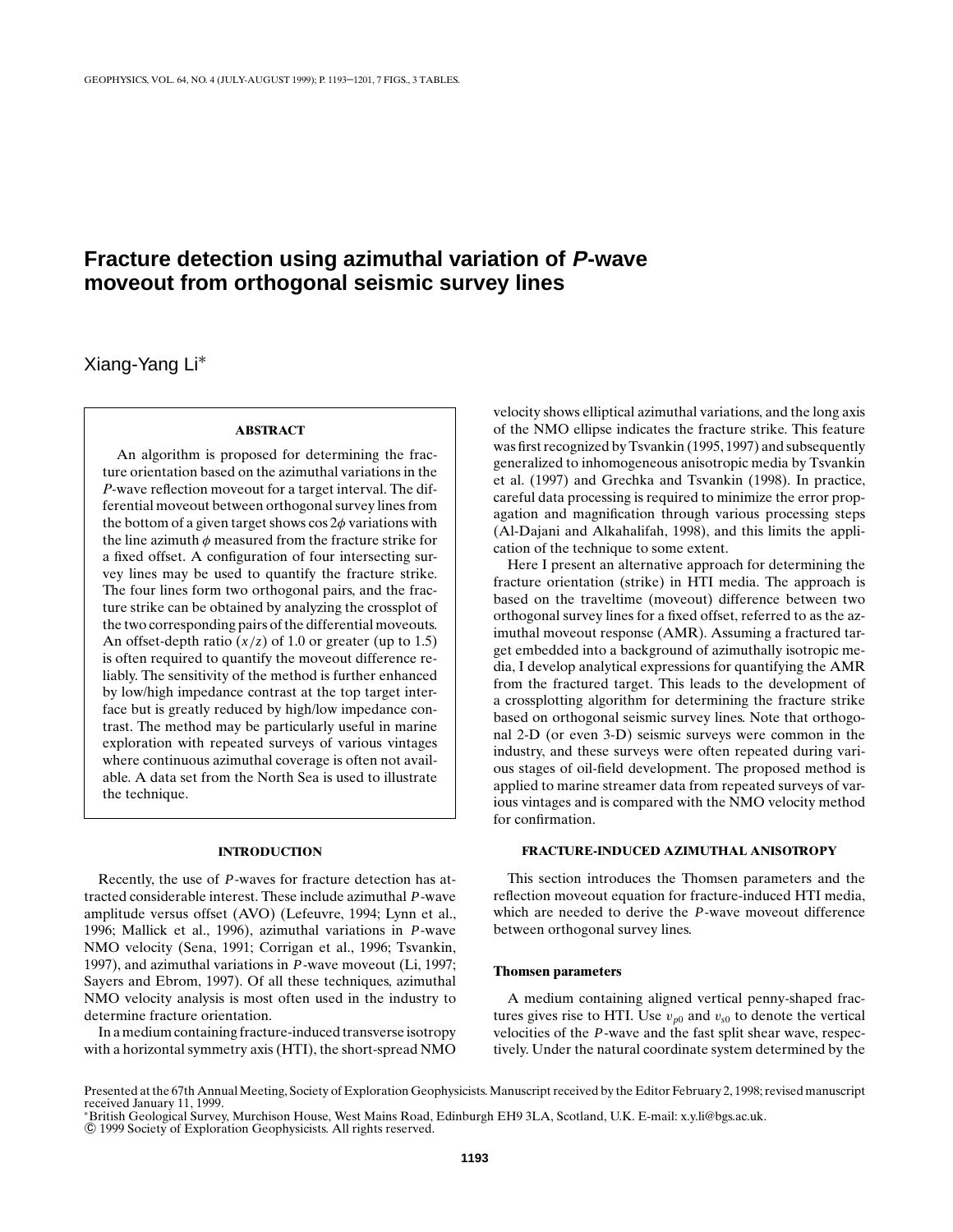# Fracture detection using azimuthal variation of *P*-wave moveout from orthogonal seismic survey lines

Xiang-Yang Li*

## ABSTRACT

An algorithm is proposed for determining the fracture orientation based on the azimuthal variations in the *P*-wave reflection moveout for a target interval. The differential moveout between orthogonal survey lines from the bottom of a given target shows $\cos 2\phi$ variations with the line azimuth $\phi$ measured from the fracture strike for a fixed offset. A configuration of four intersecting survey lines may be used to quantify the fracture strike. The four lines form two orthogonal pairs, and the fracture strike can be obtained by analyzing the crossplot of the two corresponding pairs of the differential moveouts. An offset-depth ratio $(x/z)$ of 1.0 or greater (up to 1.5) is often required to quantify the moveout difference reliably. The sensitivity of the method is further enhanced by low/high impedance contrast at the top target interface but is greatly reduced by high/low impedance contrast. The method may be particularly useful in marine exploration with repeated surveys of various vintages where continuous azimuthal coverage is often not available. A data set from the North Sea is used to illustrate the technique.

## INTRODUCTION

Recently, the use of *P*-waves for fracture detection has attracted considerable interest. These include azimuthal *P*-wave amplitude versus offset (AVO) (Lefeuvre, 1994; Lynn et al., 1996; Mallick et al., 1996), azimuthal variations in *P*-wave NMO velocity (Sena, 1991; Corrigan et al., 1996; Tsvankin, 1997), and azimuthal variations in *P*-wave moveout (Li, 1997; Sayers and Ebrom, 1997). Of all these techniques, azimuthal NMO velocity analysis is most often used in the industry to determine fracture orientation.

In a medium containing fracture-induced transverse isotropy with a horizontal symmetry axis (HTI), the short-spread NMO velocity shows elliptical azimuthal variations, and the long axis of the NMO ellipse indicates the fracture strike. This feature was first recognized by Tsvankin (1995, 1997) and subsequently generalized to inhomogeneous anisotropic media by Tsvankin et al. (1997) and Grechka and Tsvankin (1998). In practice, careful data processing is required to minimize the error propagation and magnification through various processing steps (Al-Dajani and Alkahalifah, 1998), and this limits the application of the technique to some extent.

Here I present an alternative approach for determining the fracture orientation (strike) in HTI media. The approach is based on the traveltime (moveout) difference between two orthogonal survey lines for a fixed offset, referred to as the azimuthal moveout response (AMR). Assuming a fractured target embedded into a background of azimuthally isotropic media, I develop analytical expressions for quantifying the AMR from the fractured target. This leads to the development of a crossplotting algorithm for determining the fracture strike based on orthogonal seismic survey lines. Note that orthogonal 2-D (or even 3-D) seismic surveys were common in the industry, and these surveys were often repeated during various stages of oil-field development. The proposed method is applied to marine streamer data from repeated surveys of various vintages and is compared with the NMO velocity method for confirmation.

## FRACTURE-INDUCED AZIMUTHAL ANISOTROPY

This section introduces the Thomsen parameters and the reflection moveout equation for fracture-induced HTI media, which are needed to derive the *P*-wave moveout difference between orthogonal survey lines.

### Thomsen parameters

A medium containing aligned vertical penny-shaped fractures gives rise to HTI. Use $v_{p0}$ and $v_{s0}$ to denote the vertical velocities of the *P*-wave and the fast split shear wave, respectively. Under the natural coordinate system determined by the

Presented at the 67th Annual Meeting, Society of Exploration Geophysicists. Manuscript received by the Editor February 2, 1998; revised manuscript received January 11, 1999.

*British Geological Survey, Murchison House, West Mains Road, Edinburgh EH9 3LA, Scotland, U.K. E-mail: x.y.li@bgs.ac.uk.

© 1999 Society of Exploration Geophysicists. All rights reserved.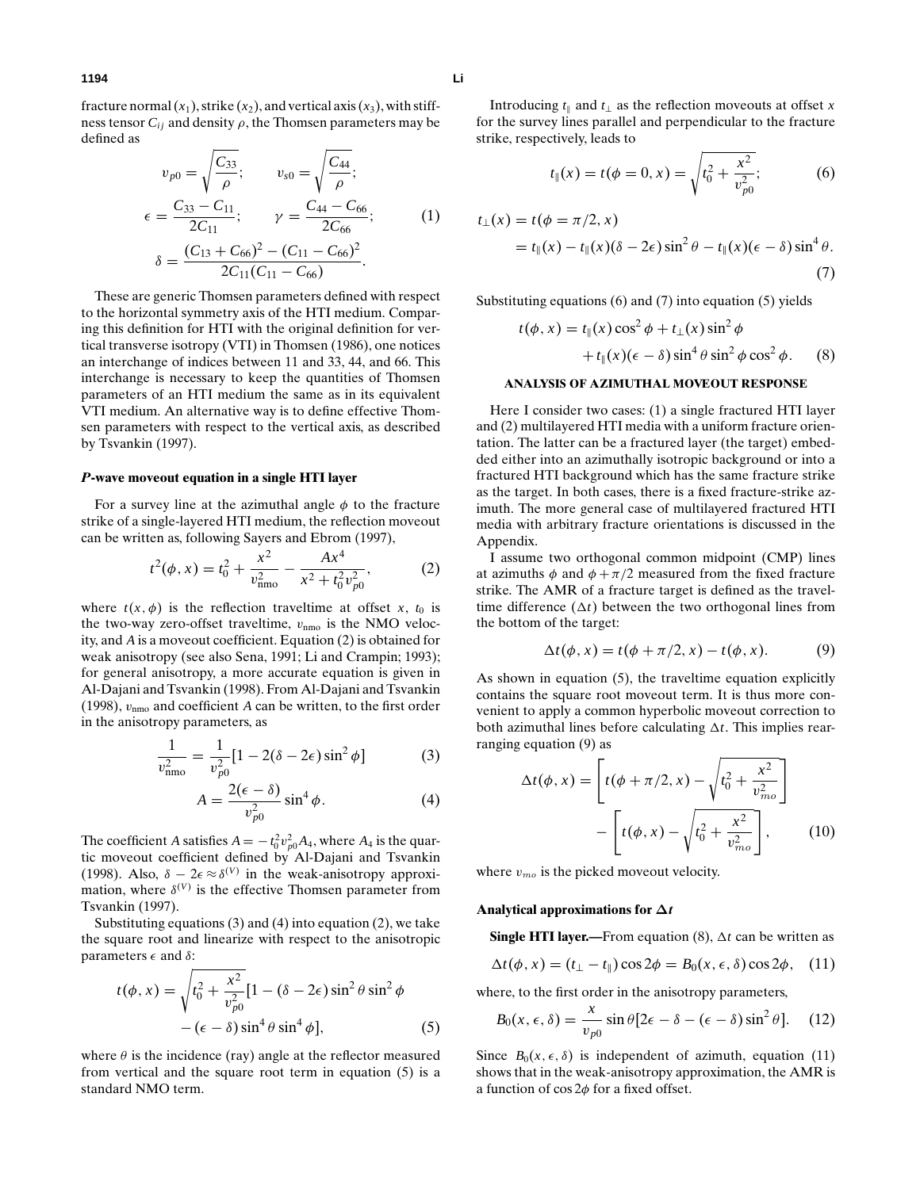fracture normal ($x_1$), strike ($x_2$), and vertical axis ($x_3$), with stiffness tensor $C_{ij}$ and density $\rho$, the Thomsen parameters may be defined as

$$
\begin{gathered}
v_{p0} = \sqrt{\frac{C_{33}}{\rho}}; \qquad v_{s0} = \sqrt{\frac{C_{44}}{\rho}}; \\
\epsilon = \frac{C_{33} - C_{11}}{2C_{11}}; \qquad \gamma = \frac{C_{44} - C_{66}}{2C_{66}}; \\
\delta = \frac{(C_{13} + C_{66})^2 - (C_{11} - C_{66})^2}{2C_{11}(C_{11} - C_{66})}.
\end{gathered} \tag{1}
$$

These are generic Thomsen parameters defined with respect to the horizontal symmetry axis of the HTI medium. Comparing this definition for HTI with the original definition for vertical transverse isotropy (VTI) in Thomsen (1986), one notices an interchange of indices between 11 and 33, 44, and 66. This interchange is necessary to keep the quantities of Thomsen parameters of an HTI medium the same as in its equivalent VTI medium. An alternative way is to define effective Thomsen parameters with respect to the vertical axis, as described by Tsvankin (1997).

### *P*-wave moveout equation in a single HTI layer

For a survey line at the azimuthal angle $\phi$ to the fracture strike of a single-layered HTI medium, the reflection moveout can be written as, following Sayers and Ebrom (1997),

$$
t^2(\phi, x) = t_0^2 + \frac{x^2}{v_{\text{nmo}}^2} - \frac{Ax^4}{x^2 + t_0^2 v_{p0}^2}, \tag{2}
$$

where $t(x, \phi)$ is the reflection traveltime at offset $x$, $t_0$ is the two-way zero-offset traveltime, $v_{\text{nmo}}$ is the NMO velocity, and $A$ is a moveout coefficient. Equation (2) is obtained for weak anisotropy (see also Sena, 1991; Li and Crampin; 1993); for general anisotropy, a more accurate equation is given in Al-Dajani and Tsvankin (1998). From Al-Dajani and Tsvankin (1998), $v_{\text{nmo}}$ and coefficient $A$ can be written, to the first order in the anisotropy parameters, as

$$
\frac{1}{v_{\text{nmo}}^2} = \frac{1}{v_{p0}^2}[1 - 2(\delta - 2\epsilon)\sin^2\phi] \tag{3}
$$

$$
A = \frac{2(\epsilon - \delta)}{v_{p0}^2}\sin^4\phi. \tag{4}
$$

The coefficient $A$ satisfies $A = -t_0^2 v_{p0}^2 A_4$, where $A_4$ is the quartic moveout coefficient defined by Al-Dajani and Tsvankin (1998). Also, $\delta - 2\epsilon \approx \delta^{(V)}$ in the weak-anisotropy approximation, where $\delta^{(V)}$ is the effective Thomsen parameter from Tsvankin (1997).

Substituting equations (3) and (4) into equation (2), we take the square root and linearize with respect to the anisotropic parameters $\epsilon$ and $\delta$:

$$
\begin{aligned}
t(\phi, x) = \sqrt{t_0^2 + \frac{x^2}{v_{p0}^2}}[&1 - (\delta - 2\epsilon)\sin^2\theta\sin^2\phi \\
&- (\epsilon - \delta)\sin^4\theta\sin^4\phi],
\end{aligned} \tag{5}
$$

where $\theta$ is the incidence (ray) angle at the reflector measured from vertical and the square root term in equation (5) is a standard NMO term.

Introducing $t_\parallel$ and $t_\perp$ as the reflection moveouts at offset $x$ for the survey lines parallel and perpendicular to the fracture strike, respectively, leads to

$$
t_\parallel(x) = t(\phi = 0, x) = \sqrt{t_0^2 + \frac{x^2}{v_{p0}^2}}; \tag{6}
$$

$$
\begin{aligned}
t_\perp(x) &= t(\phi = \pi/2, x) \\
&= t_\parallel(x) - t_\parallel(x)(\delta - 2\epsilon)\sin^2\theta - t_\parallel(x)(\epsilon - \delta)\sin^4\theta.
\end{aligned} \tag{7}
$$

Substituting equations (6) and (7) into equation (5) yields

$$
\begin{aligned}
t(\phi, x) = &\, t_\parallel(x)\cos^2\phi + t_\perp(x)\sin^2\phi \\
&+ t_\parallel(x)(\epsilon - \delta)\sin^4\theta\sin^2\phi\cos^2\phi.
\end{aligned} \tag{8}
$$

## ANALYSIS OF AZIMUTHAL MOVEOUT RESPONSE

Here I consider two cases: (1) a single fractured HTI layer and (2) multilayered HTI media with a uniform fracture orientation. The latter can be a fractured layer (the target) embedded either into an azimuthally isotropic background or into a fractured HTI background which has the same fracture strike as the target. In both cases, there is a fixed fracture-strike azimuth. The more general case of multilayered fractured HTI media with arbitrary fracture orientations is discussed in the Appendix.

I assume two orthogonal common midpoint (CMP) lines at azimuths $\phi$ and $\phi + \pi/2$ measured from the fixed fracture strike. The AMR of a fracture target is defined as the traveltime difference ($\Delta t$) between the two orthogonal lines from the bottom of the target:

$$
\Delta t(\phi, x) = t(\phi + \pi/2, x) - t(\phi, x). \tag{9}
$$

As shown in equation (5), the traveltime equation explicitly contains the square root moveout term. It is thus more convenient to apply a common hyperbolic moveout correction to both azimuthal lines before calculating $\Delta t$. This implies rearranging equation (9) as

$$
\begin{aligned}
\Delta t(\phi, x) = &\left[t(\phi + \pi/2, x) - \sqrt{t_0^2 + \frac{x^2}{v_{mo}^2}}\right] \\
&- \left[t(\phi, x) - \sqrt{t_0^2 + \frac{x^2}{v_{mo}^2}}\right],
\end{aligned} \tag{10}
$$

where $v_{mo}$ is the picked moveout velocity.

### Analytical approximations for $\Delta t$

**Single HTI layer.—**From equation (8), $\Delta t$ can be written as

$$
\Delta t(\phi, x) = (t_\perp - t_\parallel)\cos 2\phi = B_0(x, \epsilon, \delta)\cos 2\phi, \tag{11}
$$

where, to the first order in the anisotropy parameters,

$$
B_0(x, \epsilon, \delta) = \frac{x}{v_{p0}}\sin\theta[2\epsilon - \delta - (\epsilon - \delta)\sin^2\theta]. \tag{12}
$$

Since $B_0(x, \epsilon, \delta)$ is independent of azimuth, equation (11) shows that in the weak-anisotropy approximation, the AMR is a function of $\cos 2\phi$ for a fixed offset.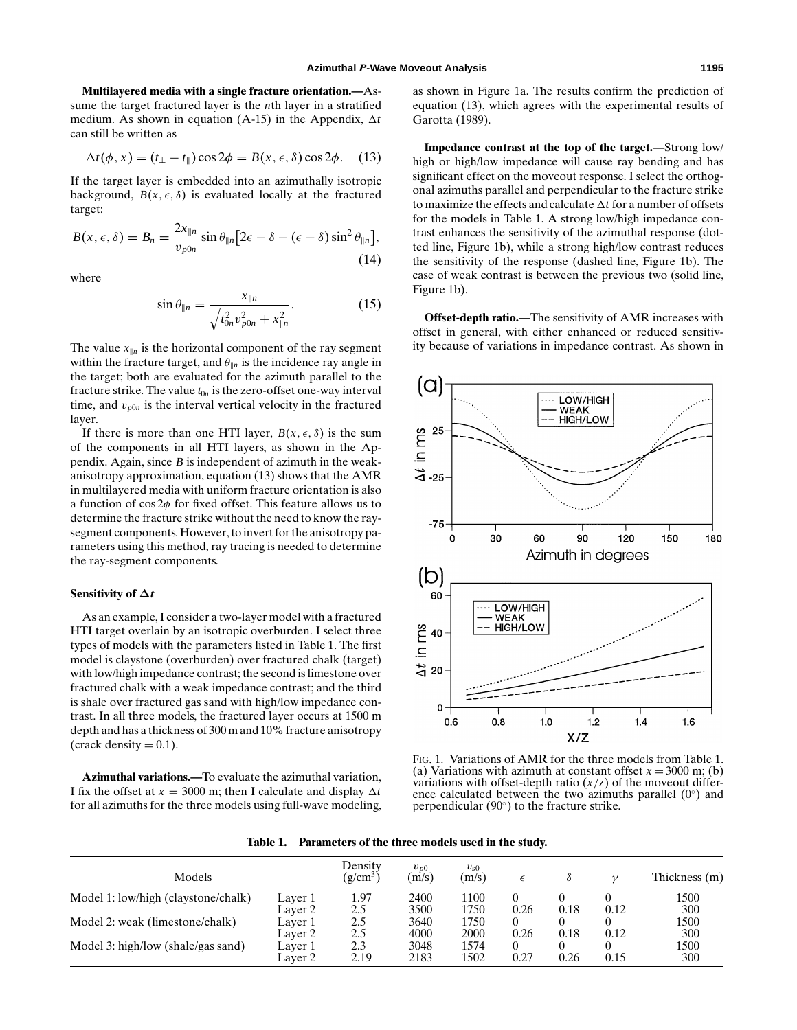**Multilayered media with a single fracture orientation.—**Assume the target fractured layer is the $n$th layer in a stratified medium. As shown in equation (A-15) in the Appendix, $\Delta t$ can still be written as

$$\Delta t(\phi, x) = (t_\perp - t_\|)\cos 2\phi = B(x, \epsilon, \delta)\cos 2\phi. \quad (13)$$

If the target layer is embedded into an azimuthally isotropic background, $B(x, \epsilon, \delta)$ is evaluated locally at the fractured target:

$$B(x, \epsilon, \delta) = B_n = \frac{2x_{\|n}}{v_{p0n}} \sin\theta_{\|n}\left[2\epsilon - \delta - (\epsilon - \delta)\sin^2\theta_{\|n}\right], \quad (14)$$

where

$$\sin\theta_{\|n} = \frac{x_{\|n}}{\sqrt{t_{0n}^2 v_{p0n}^2 + x_{\|n}^2}}. \quad (15)$$

The value $x_{\|n}$ is the horizontal component of the ray segment within the fracture target, and $\theta_{\|n}$ is the incidence ray angle in the target; both are evaluated for the azimuth parallel to the fracture strike. The value $t_{0n}$ is the zero-offset one-way interval time, and $v_{p0n}$ is the interval vertical velocity in the fractured layer.

If there is more than one HTI layer, $B(x, \epsilon, \delta)$ is the sum of the components in all HTI layers, as shown in the Appendix. Again, since $B$ is independent of azimuth in the weak-anisotropy approximation, equation (13) shows that the AMR in multilayered media with uniform fracture orientation is also a function of $\cos 2\phi$ for fixed offset. This feature allows us to determine the fracture strike without the need to know the ray-segment components. However, to invert for the anisotropy parameters using this method, ray tracing is needed to determine the ray-segment components.

### Sensitivity of $\Delta t$

As an example, I consider a two-layer model with a fractured HTI target overlain by an isotropic overburden. I select three types of models with the parameters listed in Table 1. The first model is claystone (overburden) over fractured chalk (target) with low/high impedance contrast; the second is limestone over fractured chalk with a weak impedance contrast; and the third is shale over fractured gas sand with high/low impedance contrast. In all three models, the fractured layer occurs at 1500 m depth and has a thickness of 300 m and 10% fracture anisotropy (crack density = 0.1).

**Azimuthal variations.—**To evaluate the azimuthal variation, I fix the offset at $x = 3000$ m; then I calculate and display $\Delta t$ for all azimuths for the three models using full-wave modeling, as shown in Figure 1a. The results confirm the prediction of equation (13), which agrees with the experimental results of Garotta (1989).

**Impedance contrast at the top of the target.—**Strong low/high or high/low impedance will cause ray bending and has significant effect on the moveout response. I select the orthogonal azimuths parallel and perpendicular to the fracture strike to maximize the effects and calculate $\Delta t$ for a number of offsets for the models in Table 1. A strong low/high impedance contrast enhances the sensitivity of the azimuthal response (dotted line, Figure 1b), while a strong high/low contrast reduces the sensitivity of the response (dashed line, Figure 1b). The case of weak contrast is between the previous two (solid line, Figure 1b).

**Offset-depth ratio.—**The sensitivity of AMR increases with offset in general, with either enhanced or reduced sensitivity because of variations in impedance contrast. As shown in

FIG. 1. Variations of AMR for the three models from Table 1. (a) Variations with azimuth at constant offset $x = 3000$ m; (b) variations with offset-depth ratio ($x/z$) of the moveout difference calculated between the two azimuths parallel (0°) and perpendicular (90°) to the fracture strike.

**Table 1. Parameters of the three models used in the study.**

| Models | | Density (g/cm$^3$) | $v_{p0}$ (m/s) | $v_{s0}$ (m/s) | $\epsilon$ | $\delta$ | $\gamma$ | Thickness (m) |
|---|---|---|---|---|---|---|---|---|
| Model 1: low/high (claystone/chalk) | Layer 1 | 1.97 | 2400 | 1100 | 0 | 0 | 0 | 1500 |
| | Layer 2 | 2.5 | 3500 | 1750 | 0.26 | 0.18 | 0.12 | 300 |
| Model 2: weak (limestone/chalk) | Layer 1 | 2.5 | 3640 | 1750 | 0 | 0 | 0 | 1500 |
| | Layer 2 | 2.5 | 4000 | 2000 | 0.26 | 0.18 | 0.12 | 300 |
| Model 3: high/low (shale/gas sand) | Layer 1 | 2.3 | 3048 | 1574 | 0 | 0 | 0 | 1500 |
| | Layer 2 | 2.19 | 2183 | 1502 | 0.27 | 0.26 | 0.15 | 300 |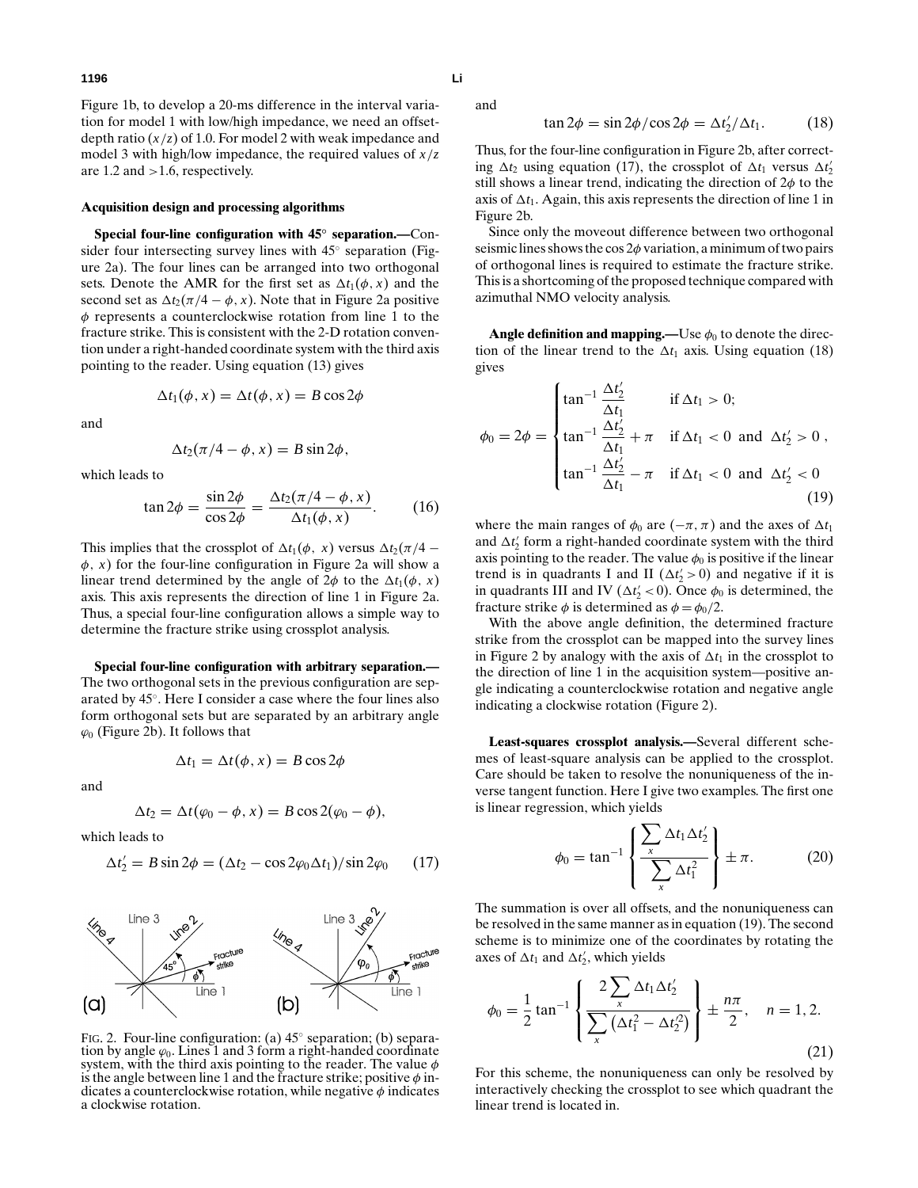Figure 1b, to develop a 20-ms difference in the interval variation for model 1 with low/high impedance, we need an offset-depth ratio ($x/z$) of 1.0. For model 2 with weak impedance and model 3 with high/low impedance, the required values of $x/z$ are 1.2 and >1.6, respectively.

### Acquisition design and processing algorithms

**Special four-line configuration with 45° separation.—**Consider four intersecting survey lines with 45° separation (Figure 2a). The four lines can be arranged into two orthogonal sets. Denote the AMR for the first set as $\Delta t_1(\phi, x)$ and the second set as $\Delta t_2(\pi/4 - \phi, x)$. Note that in Figure 2a positive $\phi$ represents a counterclockwise rotation from line 1 to the fracture strike. This is consistent with the 2-D rotation convention under a right-handed coordinate system with the third axis pointing to the reader. Using equation (13) gives

$$\Delta t_1(\phi, x) = \Delta t(\phi, x) = B \cos 2\phi$$

and

$$\Delta t_2(\pi/4 - \phi, x) = B \sin 2\phi,$$

which leads to

$$\tan 2\phi = \frac{\sin 2\phi}{\cos 2\phi} = \frac{\Delta t_2(\pi/4 - \phi, x)}{\Delta t_1(\phi, x)}. \qquad (16)$$

This implies that the crossplot of $\Delta t_1(\phi, x)$ versus $\Delta t_2(\pi/4 - \phi, x)$ for the four-line configuration in Figure 2a will show a linear trend determined by the angle of $2\phi$ to the $\Delta t_1(\phi, x)$ axis. This axis represents the direction of line 1 in Figure 2a. Thus, a special four-line configuration allows a simple way to determine the fracture strike using crossplot analysis.

**Special four-line configuration with arbitrary separation.—**The two orthogonal sets in the previous configuration are separated by 45°. Here I consider a case where the four lines also form orthogonal sets but are separated by an arbitrary angle $\varphi_0$ (Figure 2b). It follows that

$$\Delta t_1 = \Delta t(\phi, x) = B \cos 2\phi$$

and

$$\Delta t_2 = \Delta t(\varphi_0 - \phi, x) = B \cos 2(\varphi_0 - \phi),$$

which leads to

$$\Delta t_2' = B \sin 2\phi = (\Delta t_2 - \cos 2\varphi_0 \Delta t_1)/\sin 2\varphi_0 \qquad (17)$$

FIG. 2. Four-line configuration: (a) 45° separation; (b) separation by angle $\varphi_0$. Lines 1 and 3 form a right-handed coordinate system, with the third axis pointing to the reader. The value $\phi$ is the angle between line 1 and the fracture strike; positive $\phi$ indicates a counterclockwise rotation, while negative $\phi$ indicates a clockwise rotation.

and

$$\tan 2\phi = \sin 2\phi / \cos 2\phi = \Delta t_2' / \Delta t_1. \qquad (18)$$

Thus, for the four-line configuration in Figure 2b, after correcting $\Delta t_2$ using equation (17), the crossplot of $\Delta t_1$ versus $\Delta t_2'$ still shows a linear trend, indicating the direction of $2\phi$ to the axis of $\Delta t_1$. Again, this axis represents the direction of line 1 in Figure 2b.

Since only the moveout difference between two orthogonal seismic lines shows the $\cos 2\phi$ variation, a minimum of two pairs of orthogonal lines is required to estimate the fracture strike. This is a shortcoming of the proposed technique compared with azimuthal NMO velocity analysis.

**Angle definition and mapping.—**Use $\phi_0$ to denote the direction of the linear trend to the $\Delta t_1$ axis. Using equation (18) gives

$$\phi_0 = 2\phi = \begin{cases} \tan^{-1} \dfrac{\Delta t_2'}{\Delta t_1} & \text{if } \Delta t_1 > 0; \\ \tan^{-1} \dfrac{\Delta t_2'}{\Delta t_1} + \pi & \text{if } \Delta t_1 < 0 \text{ and } \Delta t_2' > 0 \,, \\ \tan^{-1} \dfrac{\Delta t_2'}{\Delta t_1} - \pi & \text{if } \Delta t_1 < 0 \text{ and } \Delta t_2' < 0 \end{cases} \qquad (19)$$

where the main ranges of $\phi_0$ are $(-\pi, \pi)$ and the axes of $\Delta t_1$ and $\Delta t_2'$ form a right-handed coordinate system with the third axis pointing to the reader. The value $\phi_0$ is positive if the linear trend is in quadrants I and II ($\Delta t_2' > 0$) and negative if it is in quadrants III and IV ($\Delta t_2' < 0$). Once $\phi_0$ is determined, the fracture strike $\phi$ is determined as $\phi = \phi_0/2$.

With the above angle definition, the determined fracture strike from the crossplot can be mapped into the survey lines in Figure 2 by analogy with the axis of $\Delta t_1$ in the crossplot to the direction of line 1 in the acquisition system—positive angle indicating a counterclockwise rotation and negative angle indicating a clockwise rotation (Figure 2).

**Least-squares crossplot analysis.—**Several different schemes of least-square analysis can be applied to the crossplot. Care should be taken to resolve the nonuniqueness of the inverse tangent function. Here I give two examples. The first one is linear regression, which yields

$$\phi_0 = \tan^{-1} \left\{ \frac{\sum_x \Delta t_1 \Delta t_2'}{\sum_x \Delta t_1^2} \right\} \pm \pi. \qquad (20)$$

The summation is over all offsets, and the nonuniqueness can be resolved in the same manner as in equation (19). The second scheme is to minimize one of the coordinates by rotating the axes of $\Delta t_1$ and $\Delta t_2'$, which yields

$$\phi_0 = \frac{1}{2} \tan^{-1} \left\{ \frac{2 \sum_x \Delta t_1 \Delta t_2'}{\sum_x \left( \Delta t_1^2 - \Delta t_2'^2 \right)} \right\} \pm \frac{n\pi}{2}, \quad n = 1, 2. \qquad (21)$$

For this scheme, the nonuniqueness can only be resolved by interactively checking the crossplot to see which quadrant the linear trend is located in.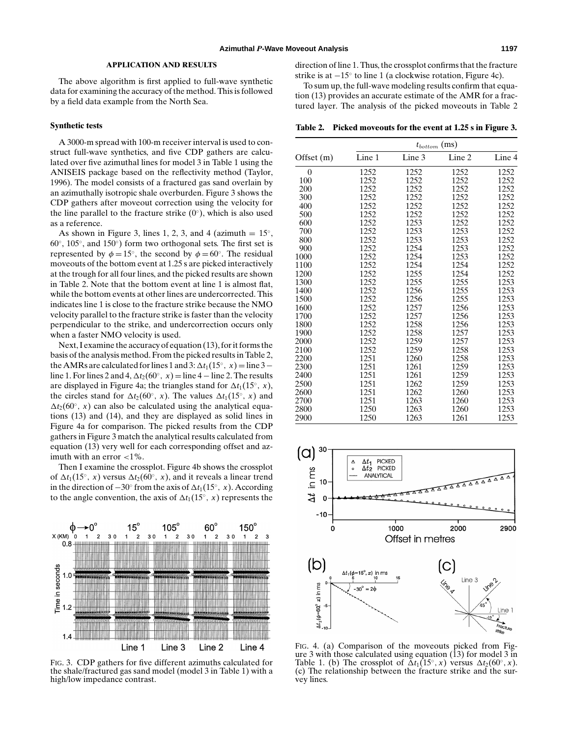## APPLICATION AND RESULTS

The above algorithm is first applied to full-wave synthetic data for examining the accuracy of the method. This is followed by a field data example from the North Sea.

### Synthetic tests

A 3000-m spread with 100-m receiver interval is used to construct full-wave synthetics, and five CDP gathers are calculated over five azimuthal lines for model 3 in Table 1 using the ANISEIS package based on the reflectivity method (Taylor, 1996). The model consists of a fractured gas sand overlain by an azimuthally isotropic shale overburden. Figure 3 shows the CDP gathers after moveout correction using the velocity for the line parallel to the fracture strike (0°), which is also used as a reference.

As shown in Figure 3, lines 1, 2, 3, and 4 (azimuth = 15°, 60°, 105°, and 150°) form two orthogonal sets. The first set is represented by $\phi = 15°$, the second by $\phi = 60°$. The residual moveouts of the bottom event at 1.25 s are picked interactively at the trough for all four lines, and the picked results are shown in Table 2. Note that the bottom event at line 1 is almost flat, while the bottom events at other lines are undercorrected. This indicates line 1 is close to the fracture strike because the NMO velocity parallel to the fracture strike is faster than the velocity perpendicular to the strike, and undercorrection occurs only when a faster NMO velocity is used.

Next, I examine the accuracy of equation (13), for it forms the basis of the analysis method. From the picked results in Table 2, the AMRs are calculated for lines 1 and 3: $\Delta t_1(15°, x) =$ line 3 − line 1. For lines 2 and 4, $\Delta t_2(60°, x) =$ line 4 − line 2. The results are displayed in Figure 4a; the triangles stand for $\Delta t_1(15°, x)$, the circles stand for $\Delta t_2(60°, x)$. The values $\Delta t_1(15°, x)$ and $\Delta t_2(60°, x)$ can also be calculated using the analytical equations (13) and (14), and they are displayed as solid lines in Figure 4a for comparison. The picked results from the CDP gathers in Figure 3 match the analytical results calculated from equation (13) very well for each corresponding offset and azimuth with an error <1%.

Then I examine the crossplot. Figure 4b shows the crossplot of $\Delta t_1(15°, x)$ versus $\Delta t_2(60°, x)$, and it reveals a linear trend in the direction of −30° from the axis of $\Delta t_1(15°, x)$. According to the angle convention, the axis of $\Delta t_1(15°, x)$ represents the direction of line 1. Thus, the crossplot confirms that the fracture strike is at −15° to line 1 (a clockwise rotation, Figure 4c).

To sum up, the full-wave modeling results confirm that equation (13) provides an accurate estimate of the AMR for a fractured layer. The analysis of the picked moveouts in Table 2

FIG. 3. CDP gathers for five different azimuths calculated for the shale/fractured gas sand model (model 3 in Table 1) with a high/low impedance contrast.

**Table 2. Picked moveouts for the event at 1.25 s in Figure 3.**

| | $t_{bottom}$ (ms) | | | |
|---|---|---|---|---|
| Offset (m) | Line 1 | Line 3 | Line 2 | Line 4 |
| 0 | 1252 | 1252 | 1252 | 1252 |
| 100 | 1252 | 1252 | 1252 | 1252 |
| 200 | 1252 | 1252 | 1252 | 1252 |
| 300 | 1252 | 1252 | 1252 | 1252 |
| 400 | 1252 | 1252 | 1252 | 1252 |
| 500 | 1252 | 1252 | 1252 | 1252 |
| 600 | 1252 | 1253 | 1252 | 1252 |
| 700 | 1252 | 1253 | 1253 | 1252 |
| 800 | 1252 | 1253 | 1253 | 1252 |
| 900 | 1252 | 1254 | 1253 | 1252 |
| 1000 | 1252 | 1254 | 1253 | 1252 |
| 1100 | 1252 | 1254 | 1254 | 1252 |
| 1200 | 1252 | 1255 | 1254 | 1252 |
| 1300 | 1252 | 1255 | 1255 | 1253 |
| 1400 | 1252 | 1256 | 1255 | 1253 |
| 1500 | 1252 | 1256 | 1255 | 1253 |
| 1600 | 1252 | 1257 | 1256 | 1253 |
| 1700 | 1252 | 1257 | 1256 | 1253 |
| 1800 | 1252 | 1258 | 1256 | 1253 |
| 1900 | 1252 | 1258 | 1257 | 1253 |
| 2000 | 1252 | 1259 | 1257 | 1253 |
| 2100 | 1252 | 1259 | 1258 | 1253 |
| 2200 | 1251 | 1260 | 1258 | 1253 |
| 2300 | 1251 | 1261 | 1259 | 1253 |
| 2400 | 1251 | 1261 | 1259 | 1253 |
| 2500 | 1251 | 1262 | 1259 | 1253 |
| 2600 | 1251 | 1262 | 1260 | 1253 |
| 2700 | 1251 | 1263 | 1260 | 1253 |
| 2800 | 1250 | 1263 | 1260 | 1253 |
| 2900 | 1250 | 1263 | 1261 | 1253 |

FIG. 4. (a) Comparison of the moveouts picked from Figure 3 with those calculated using equation (13) for model 3 in Table 1. (b) The crossplot of $\Delta t_1(15°, x)$ versus $\Delta t_2(60°, x)$. (c) The relationship between the fracture strike and the survey lines.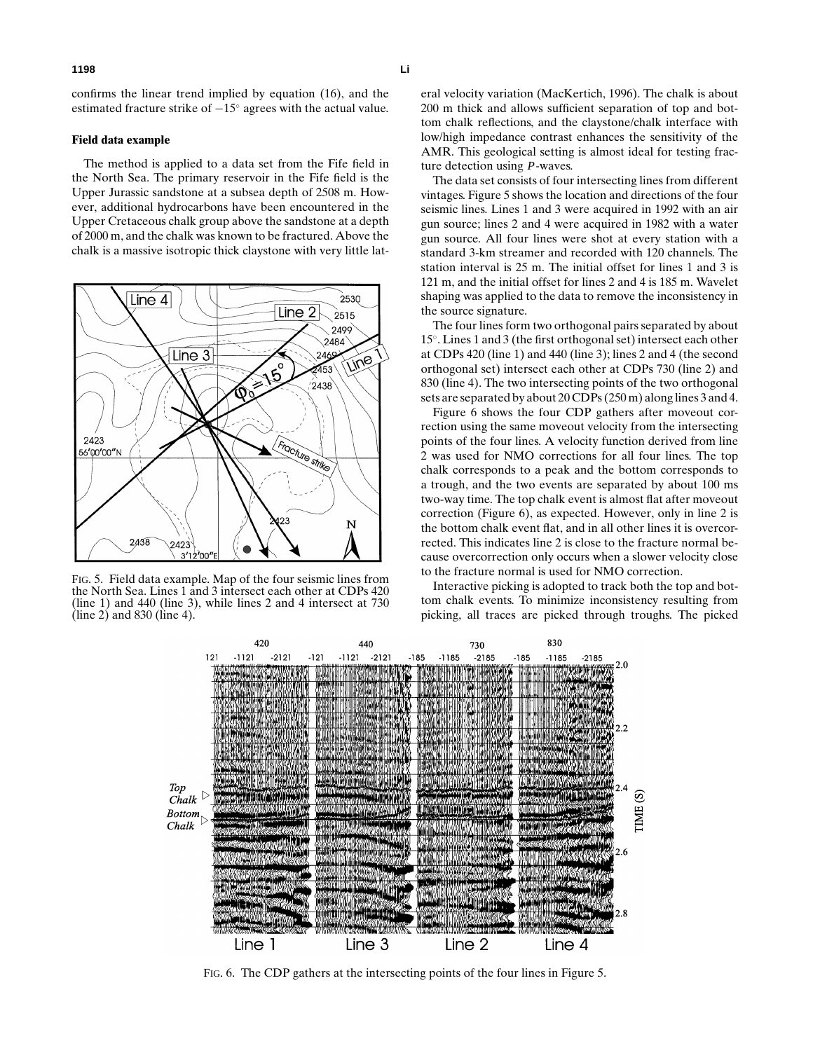confirms the linear trend implied by equation (16), and the estimated fracture strike of $-15^\circ$ agrees with the actual value.

### Field data example

The method is applied to a data set from the Fife field in the North Sea. The primary reservoir in the Fife field is the Upper Jurassic sandstone at a subsea depth of 2508 m. However, additional hydrocarbons have been encountered in the Upper Cretaceous chalk group above the sandstone at a depth of 2000 m, and the chalk was known to be fractured. Above the chalk is a massive isotropic thick claystone with very little lateral velocity variation (MacKertich, 1996). The chalk is about 200 m thick and allows sufficient separation of top and bottom chalk reflections, and the claystone/chalk interface with low/high impedance contrast enhances the sensitivity of the AMR. This geological setting is almost ideal for testing fracture detection using *P*-waves.

FIG. 5. Field data example. Map of the four seismic lines from the North Sea. Lines 1 and 3 intersect each other at CDPs 420 (line 1) and 440 (line 3), while lines 2 and 4 intersect at 730 (line 2) and 830 (line 4).

The data set consists of four intersecting lines from different vintages. Figure 5 shows the location and directions of the four seismic lines. Lines 1 and 3 were acquired in 1992 with an air gun source; lines 2 and 4 were acquired in 1982 with a water gun source. All four lines were shot at every station with a standard 3-km streamer and recorded with 120 channels. The station interval is 25 m. The initial offset for lines 1 and 3 is 121 m, and the initial offset for lines 2 and 4 is 185 m. Wavelet shaping was applied to the data to remove the inconsistency in the source signature.

The four lines form two orthogonal pairs separated by about $15^\circ$. Lines 1 and 3 (the first orthogonal set) intersect each other at CDPs 420 (line 1) and 440 (line 3); lines 2 and 4 (the second orthogonal set) intersect each other at CDPs 730 (line 2) and 830 (line 4). The two intersecting points of the two orthogonal sets are separated by about 20 CDPs (250 m) along lines 3 and 4.

Figure 6 shows the four CDP gathers after moveout correction using the same moveout velocity from the intersecting points of the four lines. A velocity function derived from line 2 was used for NMO corrections for all four lines. The top chalk corresponds to a peak and the bottom corresponds to a trough, and the two events are separated by about 100 ms two-way time. The top chalk event is almost flat after moveout correction (Figure 6), as expected. However, only in line 2 is the bottom chalk event flat, and in all other lines it is overcorrected. This indicates line 2 is close to the fracture normal because overcorrection only occurs when a slower velocity close to the fracture normal is used for NMO correction.

Interactive picking is adopted to track both the top and bottom chalk events. To minimize inconsistency resulting from picking, all traces are picked through troughs. The picked

FIG. 6. The CDP gathers at the intersecting points of the four lines in Figure 5.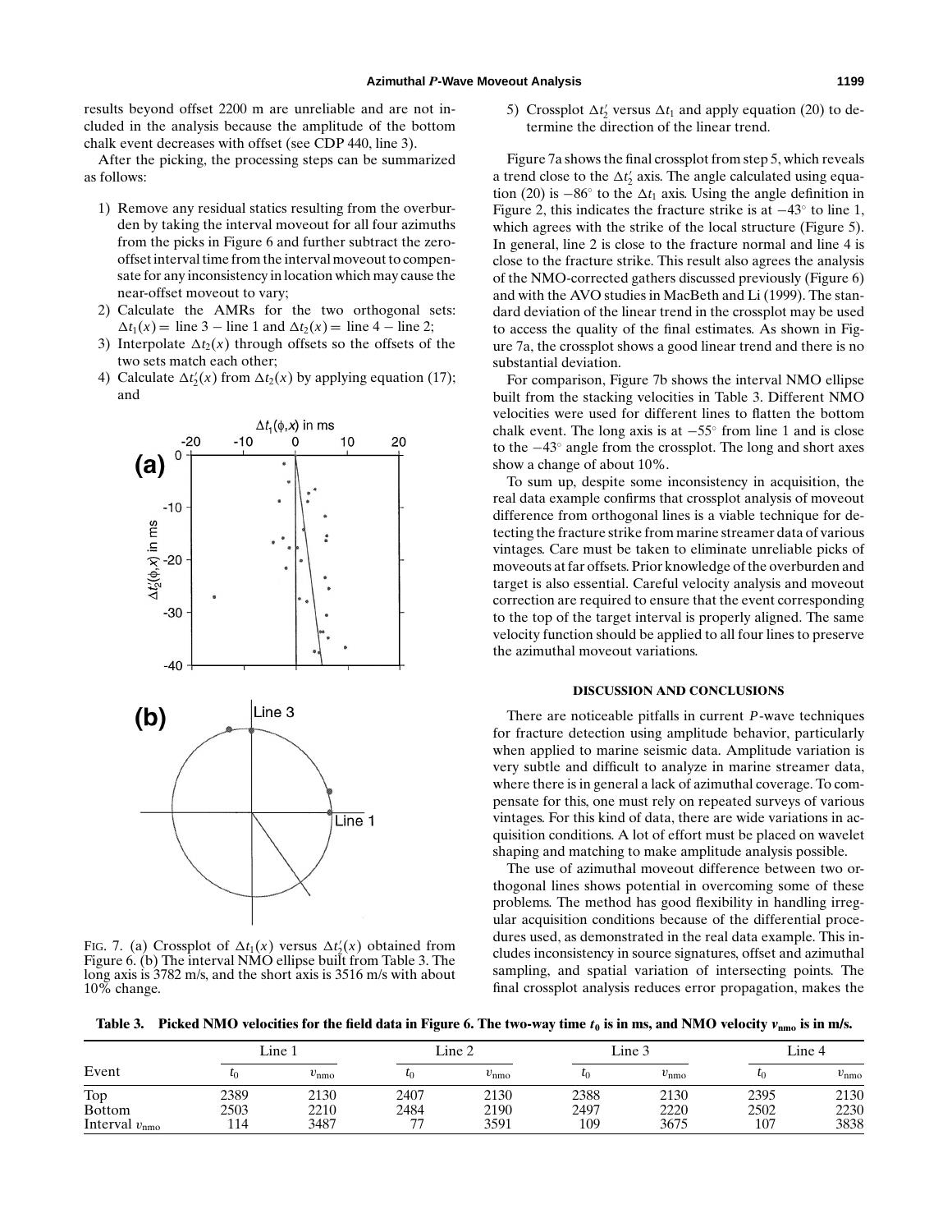results beyond offset 2200 m are unreliable and are not included in the analysis because the amplitude of the bottom chalk event decreases with offset (see CDP 440, line 3).

After the picking, the processing steps can be summarized as follows:

1) Remove any residual statics resulting from the overburden by taking the interval moveout for all four azimuths from the picks in Figure 6 and further subtract the zero-offset interval time from the interval moveout to compensate for any inconsistency in location which may cause the near-offset moveout to vary;
2) Calculate the AMRs for the two orthogonal sets: $\Delta t_1(x) =$ line 3 − line 1 and $\Delta t_2(x) =$ line 4 − line 2;
3) Interpolate $\Delta t_2(x)$ through offsets so the offsets of the two sets match each other;
4) Calculate $\Delta t_2'(x)$ from $\Delta t_2(x)$ by applying equation (17); and
5) Crossplot $\Delta t_2'$ versus $\Delta t_1$ and apply equation (20) to determine the direction of the linear trend.

FIG. 7. (a) Crossplot of $\Delta t_1(x)$ versus $\Delta t_2'(x)$ obtained from Figure 6. (b) The interval NMO ellipse built from Table 3. The long axis is 3782 m/s, and the short axis is 3516 m/s with about 10% change.

Figure 7a shows the final crossplot from step 5, which reveals a trend close to the $\Delta t_2'$ axis. The angle calculated using equation (20) is $-86^\circ$ to the $\Delta t_1$ axis. Using the angle definition in Figure 2, this indicates the fracture strike is at $-43^\circ$ to line 1, which agrees with the strike of the local structure (Figure 5). In general, line 2 is close to the fracture normal and line 4 is close to the fracture strike. This result also agrees the analysis of the NMO-corrected gathers discussed previously (Figure 6) and with the AVO studies in MacBeth and Li (1999). The standard deviation of the linear trend in the crossplot may be used to access the quality of the final estimates. As shown in Figure 7a, the crossplot shows a good linear trend and there is no substantial deviation.

For comparison, Figure 7b shows the interval NMO ellipse built from the stacking velocities in Table 3. Different NMO velocities were used for different lines to flatten the bottom chalk event. The long axis is at $-55^\circ$ from line 1 and is close to the $-43^\circ$ angle from the crossplot. The long and short axes show a change of about 10%.

To sum up, despite some inconsistency in acquisition, the real data example confirms that crossplot analysis of moveout difference from orthogonal lines is a viable technique for detecting the fracture strike from marine streamer data of various vintages. Care must be taken to eliminate unreliable picks of moveouts at far offsets. Prior knowledge of the overburden and target is also essential. Careful velocity analysis and moveout correction are required to ensure that the event corresponding to the top of the target interval is properly aligned. The same velocity function should be applied to all four lines to preserve the azimuthal moveout variations.

## DISCUSSION AND CONCLUSIONS

There are noticeable pitfalls in current $P$-wave techniques for fracture detection using amplitude behavior, particularly when applied to marine seismic data. Amplitude variation is very subtle and difficult to analyze in marine streamer data, where there is in general a lack of azimuthal coverage. To compensate for this, one must rely on repeated surveys of various vintages. For this kind of data, there are wide variations in acquisition conditions. A lot of effort must be placed on wavelet shaping and matching to make amplitude analysis possible.

The use of azimuthal moveout difference between two orthogonal lines shows potential in overcoming some of these problems. The method has good flexibility in handling irregular acquisition conditions because of the differential procedures used, as demonstrated in the real data example. This includes inconsistency in source signatures, offset and azimuthal sampling, and spatial variation of intersecting points. The final crossplot analysis reduces error propagation, makes the

**Table 3. Picked NMO velocities for the field data in Figure 6. The two-way time $t_0$ is in ms, and NMO velocity $v_{\text{nmo}}$ is in m/s.**

| Event | Line 1 | | Line 2 | | Line 3 | | Line 4 | |
|---|---|---|---|---|---|---|---|---|
| | $t_0$ | $v_{\text{nmo}}$ | $t_0$ | $v_{\text{nmo}}$ | $t_0$ | $v_{\text{nmo}}$ | $t_0$ | $v_{\text{nmo}}$ |
| Top | 2389 | 2130 | 2407 | 2130 | 2388 | 2130 | 2395 | 2130 |
| Bottom | 2503 | 2210 | 2484 | 2190 | 2497 | 2220 | 2502 | 2230 |
| Interval $v_{\text{nmo}}$ | 114 | 3487 | 77 | 3591 | 109 | 3675 | 107 | 3838 |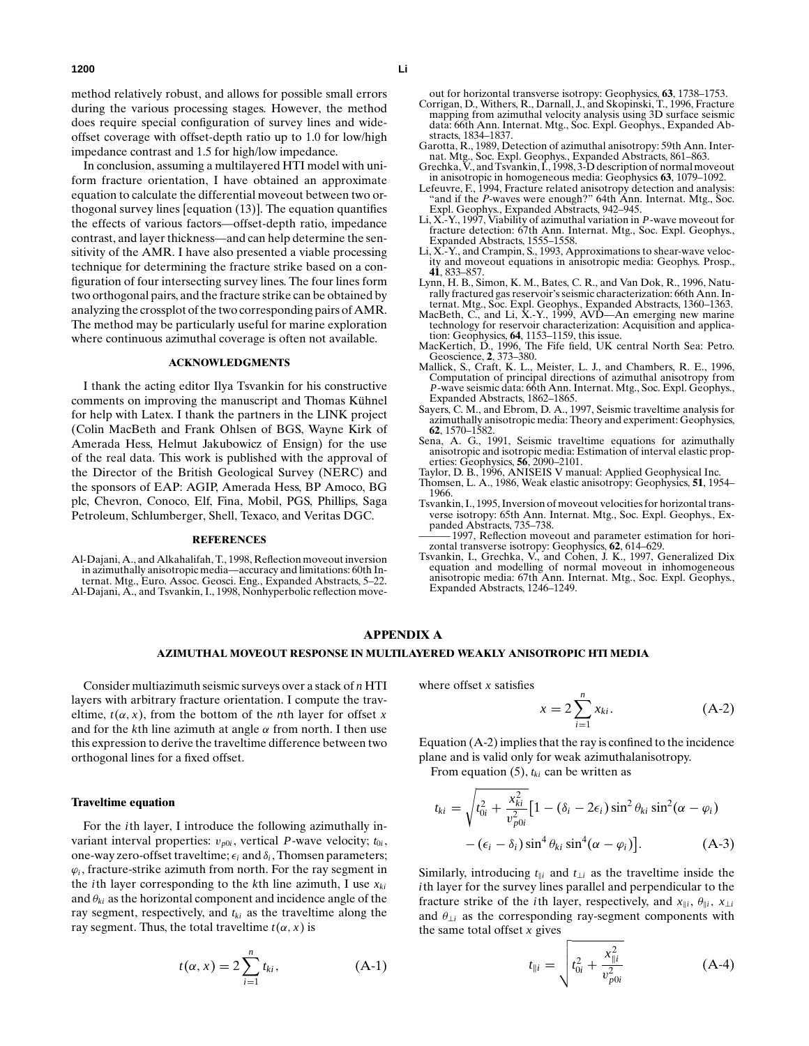method relatively robust, and allows for possible small errors during the various processing stages. However, the method does require special configuration of survey lines and wide-offset coverage with offset-depth ratio up to 1.0 for low/high impedance contrast and 1.5 for high/low impedance.

In conclusion, assuming a multilayered HTI model with uniform fracture orientation, I have obtained an approximate equation to calculate the differential moveout between two orthogonal survey lines [equation (13)]. The equation quantifies the effects of various factors—offset-depth ratio, impedance contrast, and layer thickness—and can help determine the sensitivity of the AMR. I have also presented a viable processing technique for determining the fracture strike based on a configuration of four intersecting survey lines. The four lines form two orthogonal pairs, and the fracture strike can be obtained by analyzing the crossplot of the two corresponding pairs of AMR. The method may be particularly useful for marine exploration where continuous azimuthal coverage is often not available.

## ACKNOWLEDGMENTS

I thank the acting editor Ilya Tsvankin for his constructive comments on improving the manuscript and Thomas Kühnel for help with Latex. I thank the partners in the LINK project (Colin MacBeth and Frank Ohlsen of BGS, Wayne Kirk of Amerada Hess, Helmut Jakubowicz of Ensign) for the use of the real data. This work is published with the approval of the Director of the British Geological Survey (NERC) and the sponsors of EAP: AGIP, Amerada Hess, BP Amoco, BG plc, Chevron, Conoco, Elf, Fina, Mobil, PGS, Phillips, Saga Petroleum, Schlumberger, Shell, Texaco, and Veritas DGC.

## REFERENCES

Al-Dajani, A., and Alkahalifah, T., 1998, Reflection moveout inversion in azimuthally anisotropic media—accuracy and limitations: 60th Internat. Mtg., Euro. Assoc. Geosci. Eng., Expanded Abstracts, 5–22.

Al-Dajani, A., and Tsvankin, I., 1998, Nonhyperbolic reflection moveout for horizontal transverse isotropy: Geophysics, **63**, 1738–1753.

Corrigan, D., Withers, R., Darnall, J., and Skopinski, T., 1996, Fracture mapping from azimuthal velocity analysis using 3D surface seismic data: 66th Ann. Internat. Mtg., Soc. Expl. Geophys., Expanded Abstracts, 1834–1837.

Garotta, R., 1989, Detection of azimuthal anisotropy: 59th Ann. Internat. Mtg., Soc. Expl. Geophys., Expanded Abstracts, 861–863.

Grechka, V., and Tsvankin, I., 1998, 3-D description of normal moveout in anisotropic inhomogeneous media: Geophysics **63**, 1079–1092.

Lefeuvre, F., 1994, Fracture related anisotropy detection and analysis: "and if the *P*-waves were enough?" 64th Ann. Internat. Mtg., Soc. Expl. Geophys., Expanded Abstracts, 942–945.

Li, X.-Y., 1997, Viability of azimuthal variation in *P*-wave moveout for fracture detection: 67th Ann. Internat. Mtg., Soc. Expl. Geophys., Expanded Abstracts, 1555–1558.

Li, X.-Y., and Crampin, S., 1993, Approximations to shear-wave velocity and moveout equations in anisotropic media: Geophys. Prosp., **41**, 833–857.

Lynn, H. B., Simon, K. M., Bates, C. R., and Van Dok, R., 1996, Naturally fractured gas reservoir's seismic characterization: 66th Ann. Internat. Mtg., Soc. Expl. Geophys., Expanded Abstracts, 1360–1363.

MacBeth, C., and Li, X.-Y., 1999, AVD—An emerging new marine technology for reservoir characterization: Acquisition and application: Geophysics, **64**, 1153–1159, this issue.

MacKertich, D., 1996, The Fife field, UK central North Sea: Petro. Geoscience, **2**, 373–380.

Mallick, S., Craft, K. L., Meister, L. J., and Chambers, R. E., 1996, Computation of principal directions of azimuthal anisotropy from *P*-wave seismic data: 66th Ann. Internat. Mtg., Soc. Expl. Geophys., Expanded Abstracts, 1862–1865.

Sayers, C. M., and Ebrom, D. A., 1997, Seismic traveltime analysis for azimuthally anisotropic media: Theory and experiment: Geophysics, **62**, 1570–1582.

Sena, A. G., 1991, Seismic traveltime equations for azimuthally anisotropic and isotropic media: Estimation of interval elastic properties: Geophysics, **56**, 2090–2101.

Taylor, D. B., 1996, ANISEIS V manual: Applied Geophysical Inc.

Thomsen, L. A., 1986, Weak elastic anisotropy: Geophysics, **51**, 1954–1966.

Tsvankin, I., 1995, Inversion of moveout velocities for horizontal transverse isotropy: 65th Ann. Internat. Mtg., Soc. Expl. Geophys., Expanded Abstracts, 735–738.

——— 1997, Reflection moveout and parameter estimation for horizontal transverse isotropy: Geophysics, **62**, 614–629.

Tsvankin, I., Grechka, V., and Cohen, J. K., 1997, Generalized Dix equation and modelling of normal moveout in inhomogeneous anisotropic media: 67th Ann. Internat. Mtg., Soc. Expl. Geophys., Expanded Abstracts, 1246–1249.

## APPENDIX A

### AZIMUTHAL MOVEOUT RESPONSE IN MULTILAYERED WEAKLY ANISOTROPIC HTI MEDIA

Consider multiazimuth seismic surveys over a stack of $n$ HTI layers with arbitrary fracture orientation. I compute the traveltime, $t(\alpha, x)$, from the bottom of the $n$th layer for offset $x$ and for the $k$th line azimuth at angle $\alpha$ from north. I then use this expression to derive the traveltime difference between two orthogonal lines for a fixed offset.

### Traveltime equation

For the $i$th layer, I introduce the following azimuthally invariant interval properties: $v_{p0i}$, vertical $P$-wave velocity; $t_{0i}$, one-way zero-offset traveltime; $\epsilon_i$ and $\delta_i$, Thomsen parameters; $\varphi_i$, fracture-strike azimuth from north. For the ray segment in the $i$th layer corresponding to the $k$th line azimuth, I use $x_{ki}$ and $\theta_{ki}$ as the horizontal component and incidence angle of the ray segment, respectively, and $t_{ki}$ as the traveltime along the ray segment. Thus, the total traveltime $t(\alpha, x)$ is

$$t(\alpha, x) = 2\sum_{i=1}^{n} t_{ki}, \tag{A-1}$$

where offset $x$ satisfies

$$x = 2\sum_{i=1}^{n} x_{ki}. \tag{A-2}$$

Equation (A-2) implies that the ray is confined to the incidence plane and is valid only for weak azimuthalanisotropy.

From equation (5), $t_{ki}$ can be written as

$$t_{ki} = \sqrt{t_{0i}^2 + \frac{x_{ki}^2}{v_{p0i}^2}}\big[1 - (\delta_i - 2\epsilon_i)\sin^2\theta_{ki}\sin^2(\alpha - \varphi_i) - (\epsilon_i - \delta_i)\sin^4\theta_{ki}\sin^4(\alpha - \varphi_i)\big]. \tag{A-3}$$

Similarly, introducing $t_{\parallel i}$ and $t_{\perp i}$ as the traveltime inside the $i$th layer for the survey lines parallel and perpendicular to the fracture strike of the $i$th layer, respectively, and $x_{\parallel i}$, $\theta_{\parallel i}$, $x_{\perp i}$ and $\theta_{\perp i}$ as the corresponding ray-segment components with the same total offset $x$ gives

$$t_{\parallel i} = \sqrt{t_{0i}^2 + \frac{x_{\parallel i}^2}{v_{p0i}^2}} \tag{A-4}$$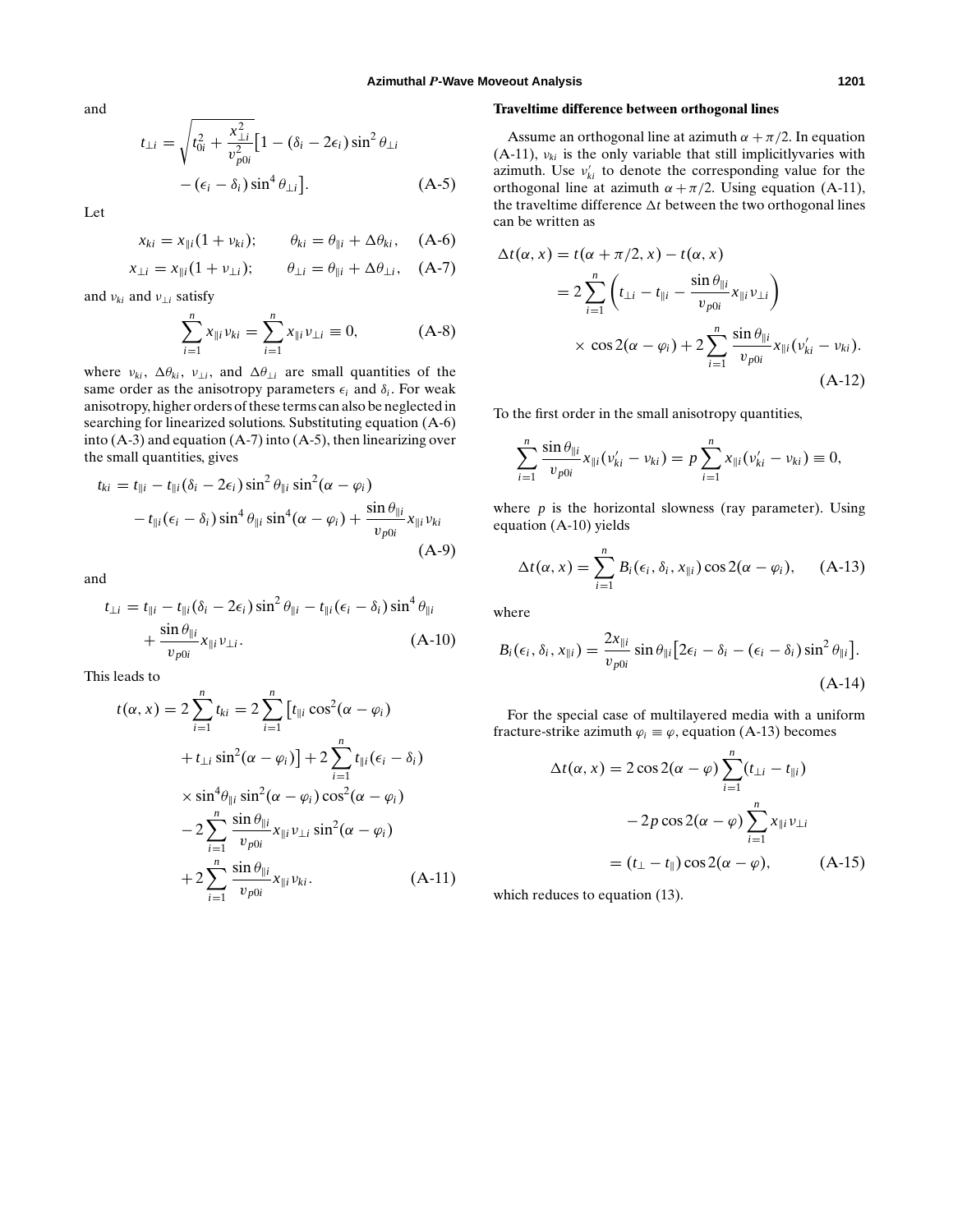and

$$t_{\perp i} = \sqrt{t_{0i}^2 + \frac{x_{\perp i}^2}{v_{p0i}^2}\big[1 - (\delta_i - 2\epsilon_i)\sin^2\theta_{\perp i} - (\epsilon_i - \delta_i)\sin^4\theta_{\perp i}\big]}. \quad \text{(A-5)}$$

Let

$$x_{ki} = x_{\parallel i}(1 + \nu_{ki}); \qquad \theta_{ki} = \theta_{\parallel i} + \Delta\theta_{ki}, \quad \text{(A-6)}$$

$$x_{\perp i} = x_{\parallel i}(1 + \nu_{\perp i}); \qquad \theta_{\perp i} = \theta_{\parallel i} + \Delta\theta_{\perp i}, \quad \text{(A-7)}$$

and $\nu_{ki}$ and $\nu_{\perp i}$ satisfy

$$\sum_{i=1}^{n} x_{\parallel i}\nu_{ki} = \sum_{i=1}^{n} x_{\parallel i}\nu_{\perp i} \equiv 0, \quad \text{(A-8)}$$

where $\nu_{ki}$, $\Delta\theta_{ki}$, $\nu_{\perp i}$, and $\Delta\theta_{\perp i}$ are small quantities of the same order as the anisotropy parameters $\epsilon_i$ and $\delta_i$. For weak anisotropy, higher orders of these terms can also be neglected in searching for linearized solutions. Substituting equation (A-6) into (A-3) and equation (A-7) into (A-5), then linearizing over the small quantities, gives

$$t_{ki} = t_{\parallel i} - t_{\parallel i}(\delta_i - 2\epsilon_i)\sin^2\theta_{\parallel i}\sin^2(\alpha - \varphi_i) - t_{\parallel i}(\epsilon_i - \delta_i)\sin^4\theta_{\parallel i}\sin^4(\alpha - \varphi_i) + \frac{\sin\theta_{\parallel i}}{v_{p0i}}x_{\parallel i}\nu_{ki} \quad \text{(A-9)}$$

and

$$t_{\perp i} = t_{\parallel i} - t_{\parallel i}(\delta_i - 2\epsilon_i)\sin^2\theta_{\parallel i} - t_{\parallel i}(\epsilon_i - \delta_i)\sin^4\theta_{\parallel i} + \frac{\sin\theta_{\parallel i}}{v_{p0i}}x_{\parallel i}\nu_{\perp i}. \quad \text{(A-10)}$$

This leads to

$$\begin{aligned} t(\alpha, x) = 2\sum_{i=1}^{n} t_{ki} &= 2\sum_{i=1}^{n}\big[t_{\parallel i}\cos^2(\alpha - \varphi_i) + t_{\perp i}\sin^2(\alpha - \varphi_i)\big] + 2\sum_{i=1}^{n} t_{\parallel i}(\epsilon_i - \delta_i) \\ &\quad \times \sin^4\theta_{\parallel i}\sin^2(\alpha - \varphi_i)\cos^2(\alpha - \varphi_i) \\ &\quad - 2\sum_{i=1}^{n}\frac{\sin\theta_{\parallel i}}{v_{p0i}}x_{\parallel i}\nu_{\perp i}\sin^2(\alpha - \varphi_i) \\ &\quad + 2\sum_{i=1}^{n}\frac{\sin\theta_{\parallel i}}{v_{p0i}}x_{\parallel i}\nu_{ki}. \end{aligned} \quad \text{(A-11)}$$

### Traveltime difference between orthogonal lines

Assume an orthogonal line at azimuth $\alpha + \pi/2$. In equation (A-11), $\nu_{ki}$ is the only variable that still implicitlyvaries with azimuth. Use $\nu'_{ki}$ to denote the corresponding value for the orthogonal line at azimuth $\alpha + \pi/2$. Using equation (A-11), the traveltime difference $\Delta t$ between the two orthogonal lines can be written as

$$\begin{aligned} \Delta t(\alpha, x) &= t(\alpha + \pi/2, x) - t(\alpha, x) \\ &= 2\sum_{i=1}^{n}\left(t_{\perp i} - t_{\parallel i} - \frac{\sin\theta_{\parallel i}}{v_{p0i}}x_{\parallel i}\nu_{\perp i}\right) \\ &\quad \times \cos 2(\alpha - \varphi_i) + 2\sum_{i=1}^{n}\frac{\sin\theta_{\parallel i}}{v_{p0i}}x_{\parallel i}(\nu'_{ki} - \nu_{ki}). \end{aligned} \quad \text{(A-12)}$$

To the first order in the small anisotropy quantities,

$$\sum_{i=1}^{n}\frac{\sin\theta_{\parallel i}}{v_{p0i}}x_{\parallel i}(\nu'_{ki} - \nu_{ki}) = p\sum_{i=1}^{n}x_{\parallel i}(\nu'_{ki} - \nu_{ki}) \equiv 0,$$

where $p$ is the horizontal slowness (ray parameter). Using equation (A-10) yields

$$\Delta t(\alpha, x) = \sum_{i=1}^{n} B_i(\epsilon_i, \delta_i, x_{\parallel i})\cos 2(\alpha - \varphi_i), \quad \text{(A-13)}$$

where

$$B_i(\epsilon_i, \delta_i, x_{\parallel i}) = \frac{2x_{\parallel i}}{v_{p0i}}\sin\theta_{\parallel i}\big[2\epsilon_i - \delta_i - (\epsilon_i - \delta_i)\sin^2\theta_{\parallel i}\big]. \quad \text{(A-14)}$$

For the special case of multilayered media with a uniform fracture-strike azimuth $\varphi_i \equiv \varphi$, equation (A-13) becomes

$$\begin{aligned} \Delta t(\alpha, x) &= 2\cos 2(\alpha - \varphi)\sum_{i=1}^{n}(t_{\perp i} - t_{\parallel i}) \\ &\quad - 2p\cos 2(\alpha - \varphi)\sum_{i=1}^{n}x_{\parallel i}\nu_{\perp i} \\ &= (t_\perp - t_\parallel)\cos 2(\alpha - \varphi), \end{aligned} \quad \text{(A-15)}$$

which reduces to equation (13).